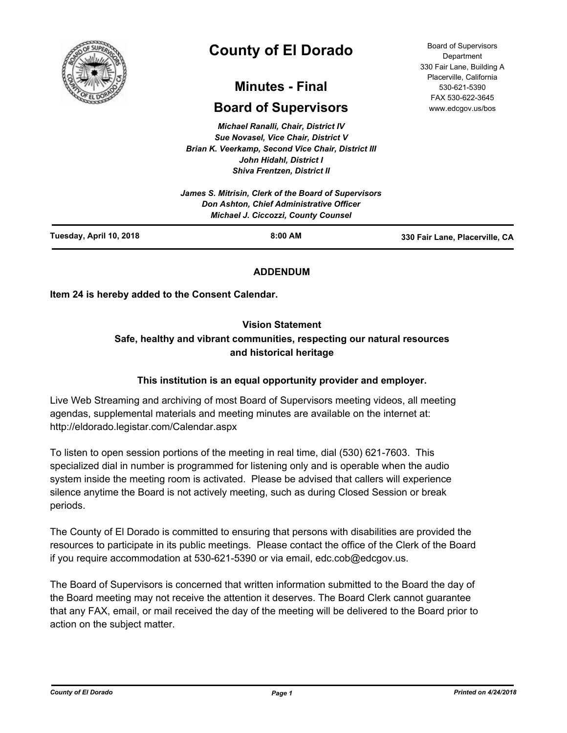# County of El Dorado

## Minutes - Final

## Board of Supervisors

Board of Supervisors Department
330 Fair Lane, Building A
Placerville, California
530-621-5390
FAX 530-622-3645
www.edcgov.us/bos

*Michael Ranalli, Chair, District IV*
*Sue Novasel, Vice Chair, District V*
*Brian K. Veerkamp, Second Vice Chair, District III*
*John Hidahl, District I*
*Shiva Frentzen, District II*

*James S. Mitrisin, Clerk of the Board of Supervisors*
*Don Ashton, Chief Administrative Officer*
*Michael J. Ciccozzi, County Counsel*

**Tuesday, April 10, 2018** | **8:00 AM** | **330 Fair Lane, Placerville, CA**

**ADDENDUM**

**Item 24 is hereby added to the Consent Calendar.**

**Vision Statement**
**Safe, healthy and vibrant communities, respecting our natural resources and historical heritage**

**This institution is an equal opportunity provider and employer.**

Live Web Streaming and archiving of most Board of Supervisors meeting videos, all meeting agendas, supplemental materials and meeting minutes are available on the internet at: http://eldorado.legistar.com/Calendar.aspx

To listen to open session portions of the meeting in real time, dial (530) 621-7603. This specialized dial in number is programmed for listening only and is operable when the audio system inside the meeting room is activated. Please be advised that callers will experience silence anytime the Board is not actively meeting, such as during Closed Session or break periods.

The County of El Dorado is committed to ensuring that persons with disabilities are provided the resources to participate in its public meetings. Please contact the office of the Clerk of the Board if you require accommodation at 530-621-5390 or via email, edc.cob@edcgov.us.

The Board of Supervisors is concerned that written information submitted to the Board the day of the Board meeting may not receive the attention it deserves. The Board Clerk cannot guarantee that any FAX, email, or mail received the day of the meeting will be delivered to the Board prior to action on the subject matter.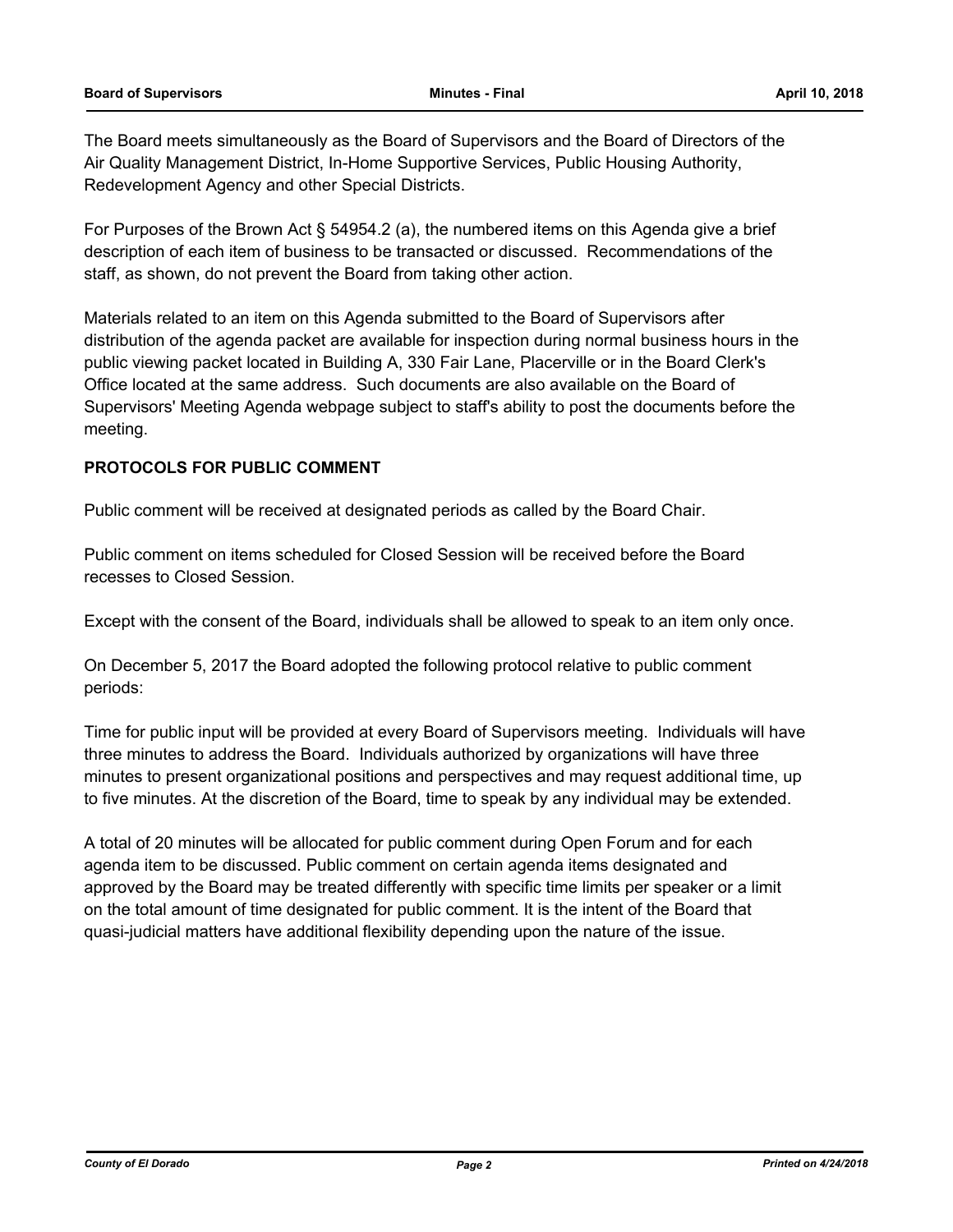The Board meets simultaneously as the Board of Supervisors and the Board of Directors of the Air Quality Management District, In-Home Supportive Services, Public Housing Authority, Redevelopment Agency and other Special Districts.

For Purposes of the Brown Act § 54954.2 (a), the numbered items on this Agenda give a brief description of each item of business to be transacted or discussed. Recommendations of the staff, as shown, do not prevent the Board from taking other action.

Materials related to an item on this Agenda submitted to the Board of Supervisors after distribution of the agenda packet are available for inspection during normal business hours in the public viewing packet located in Building A, 330 Fair Lane, Placerville or in the Board Clerk's Office located at the same address. Such documents are also available on the Board of Supervisors' Meeting Agenda webpage subject to staff's ability to post the documents before the meeting.

**PROTOCOLS FOR PUBLIC COMMENT**

Public comment will be received at designated periods as called by the Board Chair.

Public comment on items scheduled for Closed Session will be received before the Board recesses to Closed Session.

Except with the consent of the Board, individuals shall be allowed to speak to an item only once.

On December 5, 2017 the Board adopted the following protocol relative to public comment periods:

Time for public input will be provided at every Board of Supervisors meeting. Individuals will have three minutes to address the Board. Individuals authorized by organizations will have three minutes to present organizational positions and perspectives and may request additional time, up to five minutes. At the discretion of the Board, time to speak by any individual may be extended.

A total of 20 minutes will be allocated for public comment during Open Forum and for each agenda item to be discussed. Public comment on certain agenda items designated and approved by the Board may be treated differently with specific time limits per speaker or a limit on the total amount of time designated for public comment. It is the intent of the Board that quasi-judicial matters have additional flexibility depending upon the nature of the issue.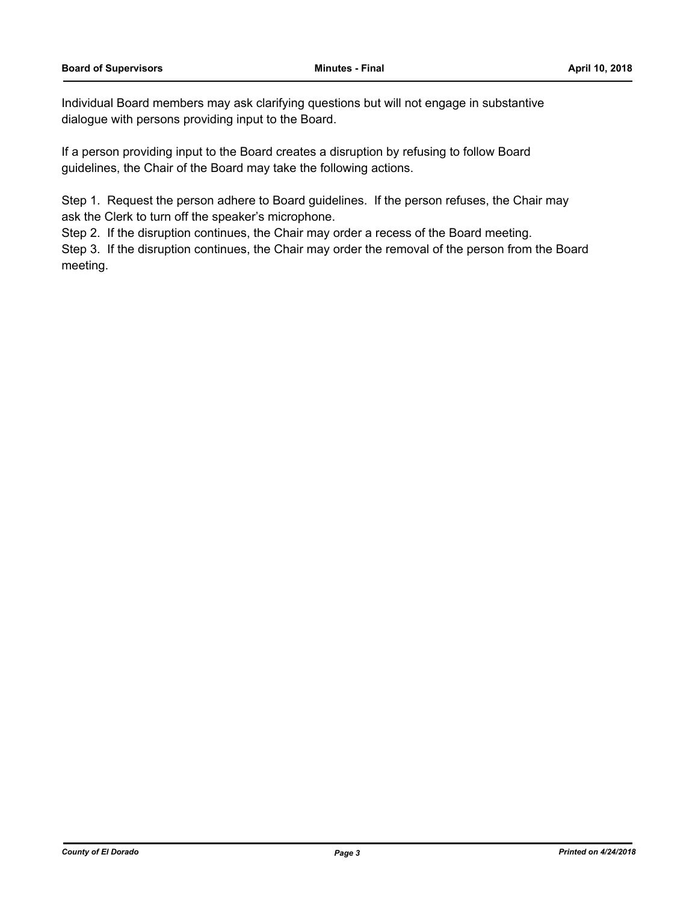Individual Board members may ask clarifying questions but will not engage in substantive dialogue with persons providing input to the Board.

If a person providing input to the Board creates a disruption by refusing to follow Board guidelines, the Chair of the Board may take the following actions.

Step 1. Request the person adhere to Board guidelines. If the person refuses, the Chair may ask the Clerk to turn off the speaker's microphone.
Step 2. If the disruption continues, the Chair may order a recess of the Board meeting.
Step 3. If the disruption continues, the Chair may order the removal of the person from the Board meeting.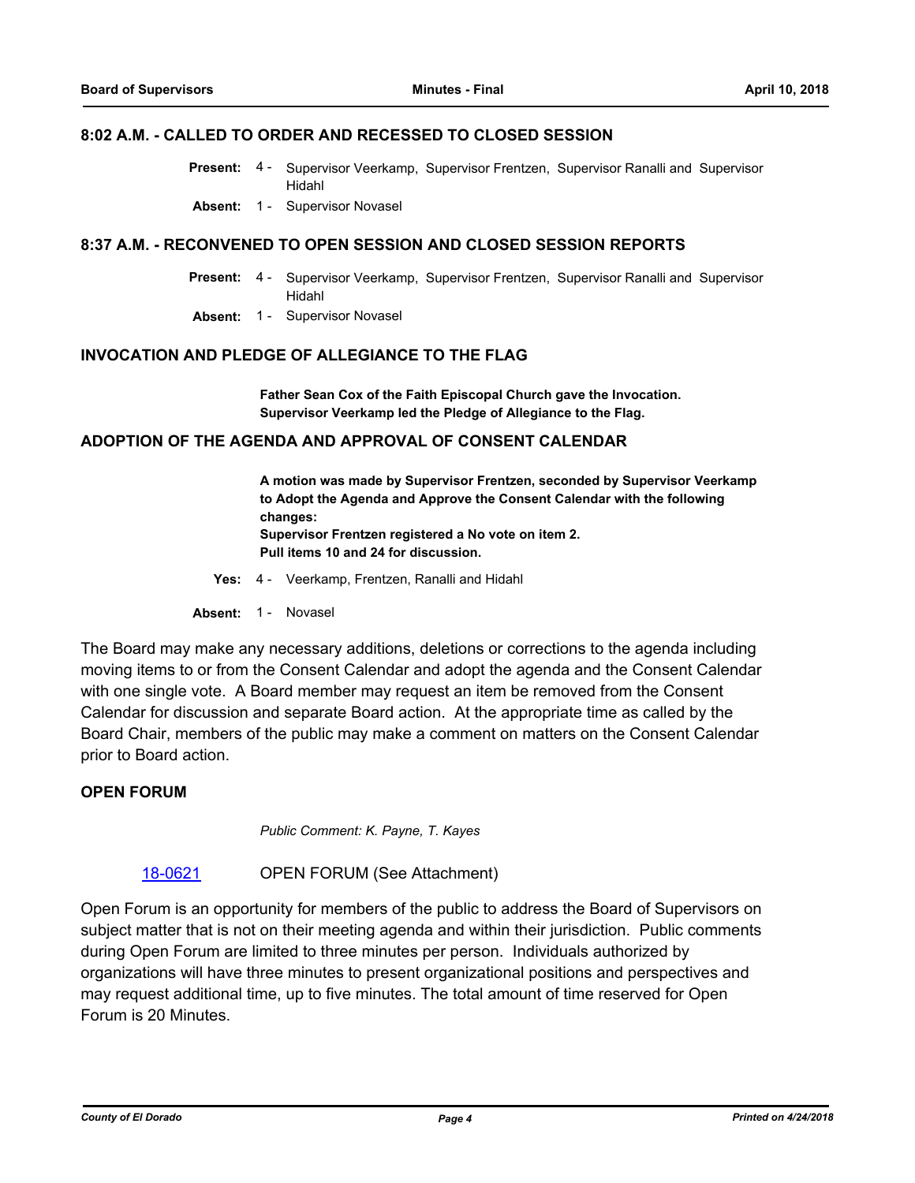### 8:02 A.M. - CALLED TO ORDER AND RECESSED TO CLOSED SESSION

**Present:** 4 - Supervisor Veerkamp, Supervisor Frentzen, Supervisor Ranalli and Supervisor Hidahl

**Absent:** 1 - Supervisor Novasel

### 8:37 A.M. - RECONVENED TO OPEN SESSION AND CLOSED SESSION REPORTS

**Present:** 4 - Supervisor Veerkamp, Supervisor Frentzen, Supervisor Ranalli and Supervisor Hidahl

**Absent:** 1 - Supervisor Novasel

### INVOCATION AND PLEDGE OF ALLEGIANCE TO THE FLAG

**Father Sean Cox of the Faith Episcopal Church gave the Invocation.**
**Supervisor Veerkamp led the Pledge of Allegiance to the Flag.**

### ADOPTION OF THE AGENDA AND APPROVAL OF CONSENT CALENDAR

**A motion was made by Supervisor Frentzen, seconded by Supervisor Veerkamp to Adopt the Agenda and Approve the Consent Calendar with the following changes:**
**Supervisor Frentzen registered a No vote on item 2.**
**Pull items 10 and 24 for discussion.**

**Yes:** 4 - Veerkamp, Frentzen, Ranalli and Hidahl

**Absent:** 1 - Novasel

The Board may make any necessary additions, deletions or corrections to the agenda including moving items to or from the Consent Calendar and adopt the agenda and the Consent Calendar with one single vote. A Board member may request an item be removed from the Consent Calendar for discussion and separate Board action. At the appropriate time as called by the Board Chair, members of the public may make a comment on matters on the Consent Calendar prior to Board action.

### OPEN FORUM

*Public Comment: K. Payne, T. Kayes*

18-0621 OPEN FORUM (See Attachment)

Open Forum is an opportunity for members of the public to address the Board of Supervisors on subject matter that is not on their meeting agenda and within their jurisdiction. Public comments during Open Forum are limited to three minutes per person. Individuals authorized by organizations will have three minutes to present organizational positions and perspectives and may request additional time, up to five minutes. The total amount of time reserved for Open Forum is 20 Minutes.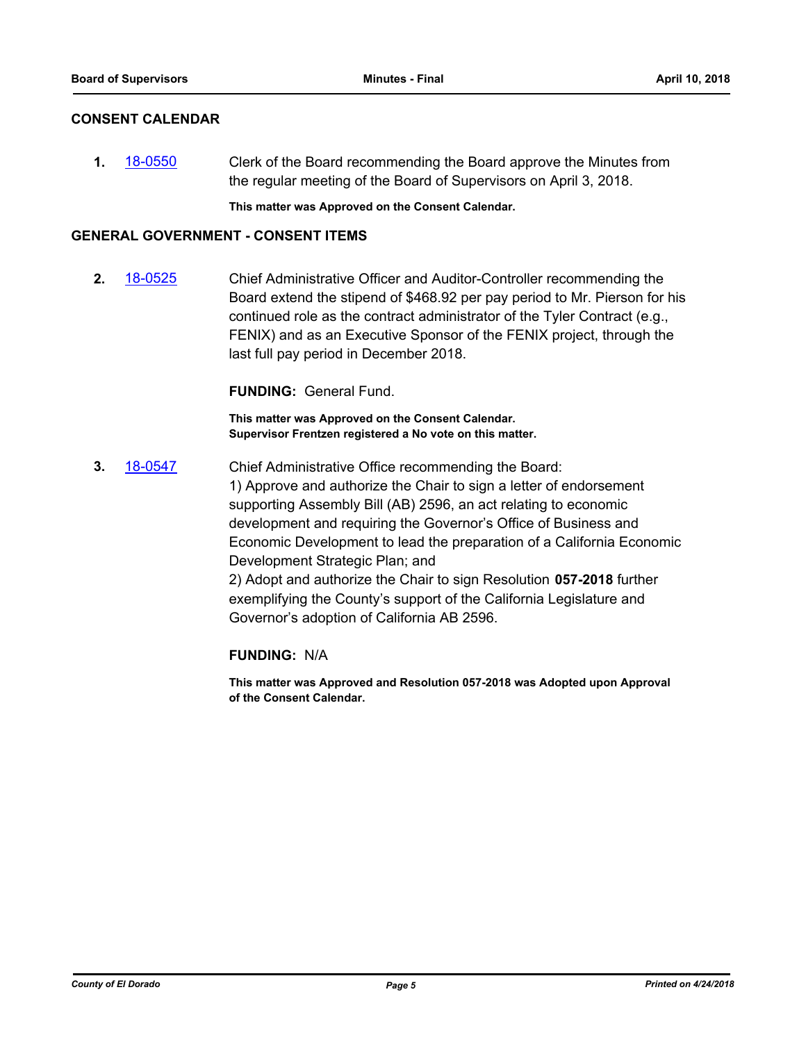## CONSENT CALENDAR

**1.** 18-0550 Clerk of the Board recommending the Board approve the Minutes from the regular meeting of the Board of Supervisors on April 3, 2018.

**This matter was Approved on the Consent Calendar.**

## GENERAL GOVERNMENT - CONSENT ITEMS

**2.** 18-0525 Chief Administrative Officer and Auditor-Controller recommending the Board extend the stipend of $468.92 per pay period to Mr. Pierson for his continued role as the contract administrator of the Tyler Contract (e.g., FENIX) and as an Executive Sponsor of the FENIX project, through the last full pay period in December 2018.

**FUNDING:** General Fund.

**This matter was Approved on the Consent Calendar.**
**Supervisor Frentzen registered a No vote on this matter.**

**3.** 18-0547 Chief Administrative Office recommending the Board:
1) Approve and authorize the Chair to sign a letter of endorsement supporting Assembly Bill (AB) 2596, an act relating to economic development and requiring the Governor's Office of Business and Economic Development to lead the preparation of a California Economic Development Strategic Plan; and
2) Adopt and authorize the Chair to sign Resolution **057-2018** further exemplifying the County's support of the California Legislature and Governor's adoption of California AB 2596.

**FUNDING:** N/A

**This matter was Approved and Resolution 057-2018 was Adopted upon Approval of the Consent Calendar.**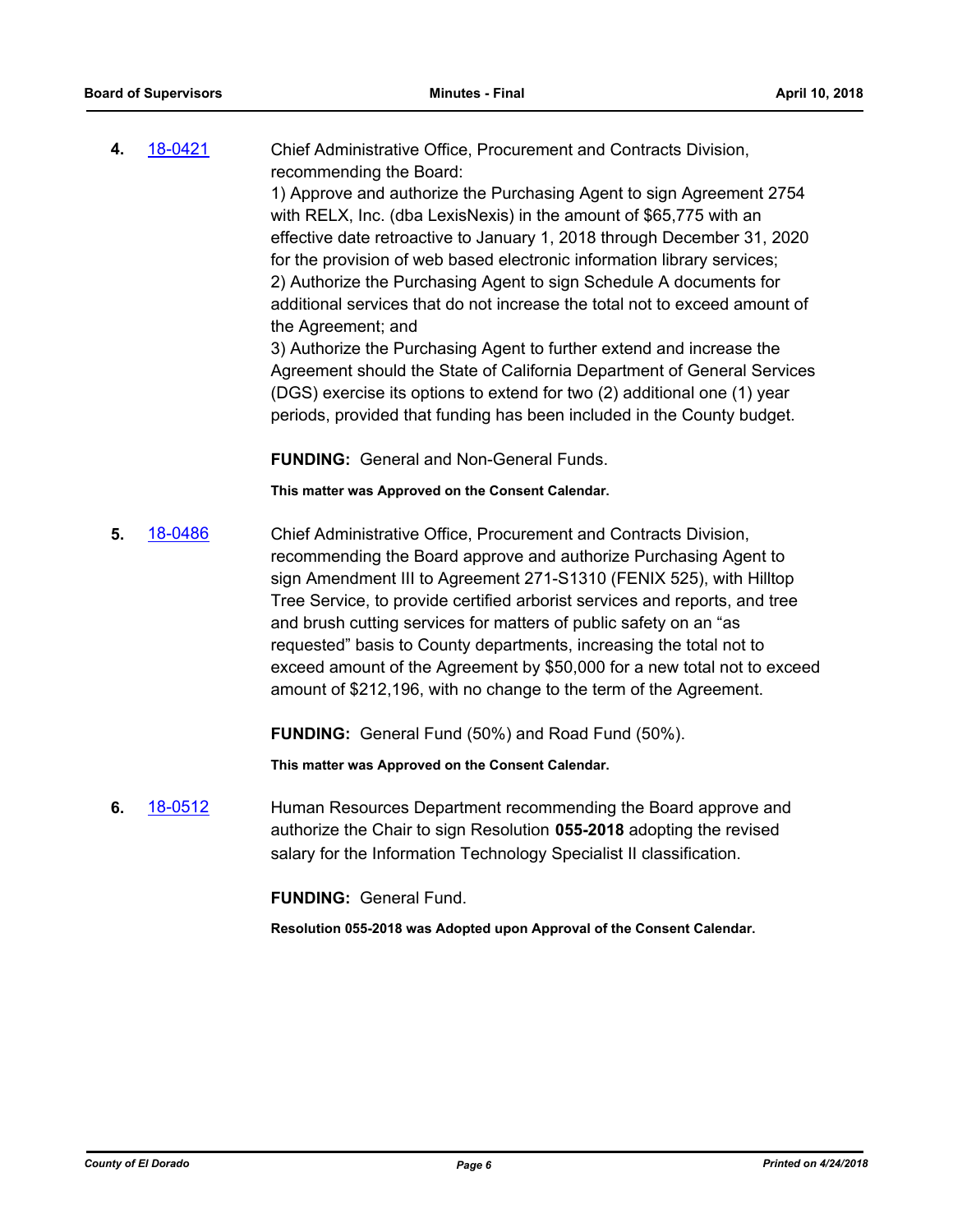**4.** 18-0421 Chief Administrative Office, Procurement and Contracts Division, recommending the Board:

1) Approve and authorize the Purchasing Agent to sign Agreement 2754 with RELX, Inc. (dba LexisNexis) in the amount of $65,775 with an effective date retroactive to January 1, 2018 through December 31, 2020 for the provision of web based electronic information library services;

2) Authorize the Purchasing Agent to sign Schedule A documents for additional services that do not increase the total not to exceed amount of the Agreement; and

3) Authorize the Purchasing Agent to further extend and increase the Agreement should the State of California Department of General Services (DGS) exercise its options to extend for two (2) additional one (1) year periods, provided that funding has been included in the County budget.

**FUNDING:** General and Non-General Funds.

**This matter was Approved on the Consent Calendar.**

**5.** 18-0486 Chief Administrative Office, Procurement and Contracts Division, recommending the Board approve and authorize Purchasing Agent to sign Amendment III to Agreement 271-S1310 (FENIX 525), with Hilltop Tree Service, to provide certified arborist services and reports, and tree and brush cutting services for matters of public safety on an "as requested" basis to County departments, increasing the total not to exceed amount of the Agreement by $50,000 for a new total not to exceed amount of $212,196, with no change to the term of the Agreement.

**FUNDING:** General Fund (50%) and Road Fund (50%).

**This matter was Approved on the Consent Calendar.**

**6.** 18-0512 Human Resources Department recommending the Board approve and authorize the Chair to sign Resolution **055-2018** adopting the revised salary for the Information Technology Specialist II classification.

**FUNDING:** General Fund.

**Resolution 055-2018 was Adopted upon Approval of the Consent Calendar.**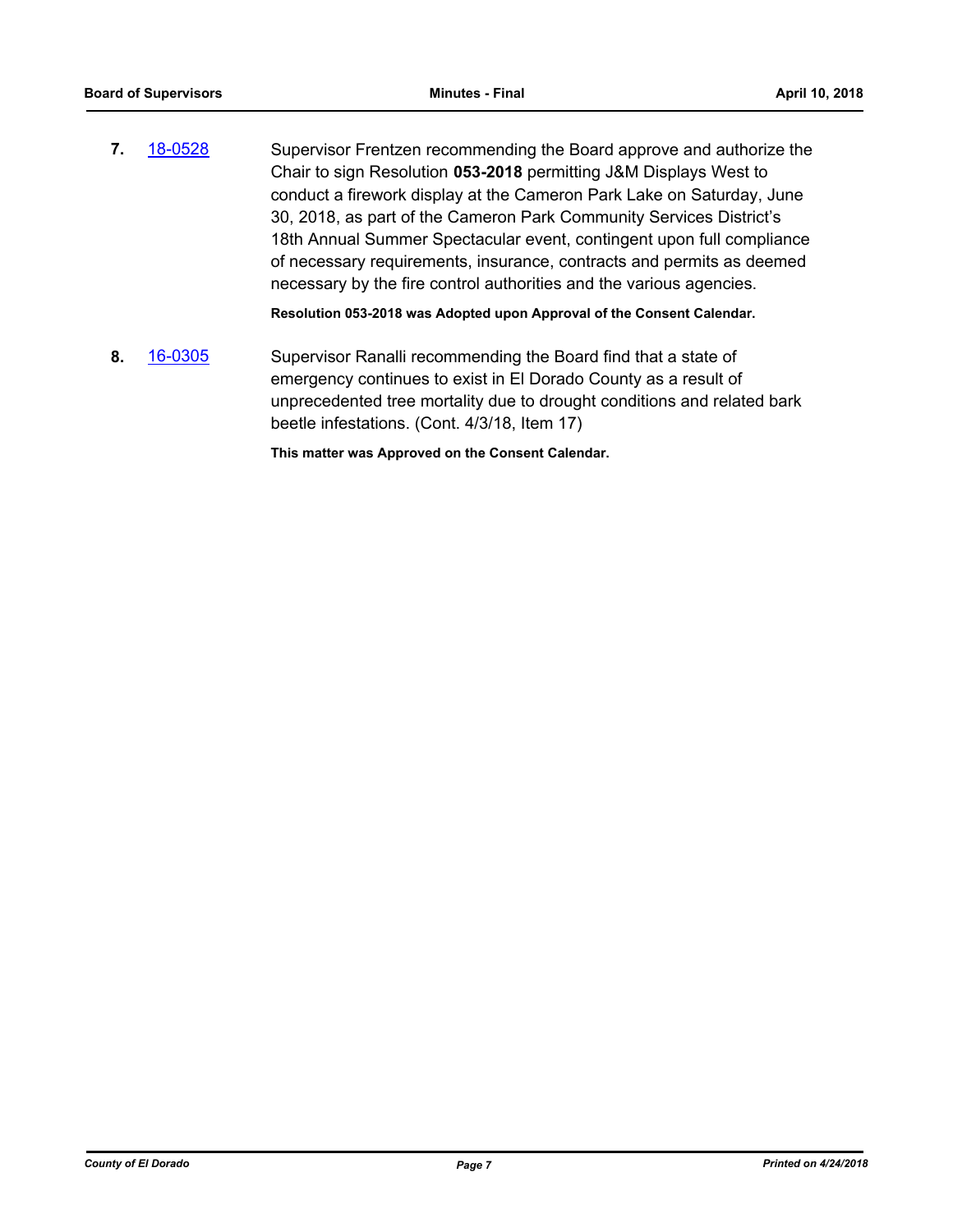**7.** [18-0528](18-0528)

Supervisor Frentzen recommending the Board approve and authorize the Chair to sign Resolution **053-2018** permitting J&M Displays West to conduct a firework display at the Cameron Park Lake on Saturday, June 30, 2018, as part of the Cameron Park Community Services District's 18th Annual Summer Spectacular event, contingent upon full compliance of necessary requirements, insurance, contracts and permits as deemed necessary by the fire control authorities and the various agencies.

**Resolution 053-2018 was Adopted upon Approval of the Consent Calendar.**

**8.** [16-0305](16-0305)

Supervisor Ranalli recommending the Board find that a state of emergency continues to exist in El Dorado County as a result of unprecedented tree mortality due to drought conditions and related bark beetle infestations. (Cont. 4/3/18, Item 17)

**This matter was Approved on the Consent Calendar.**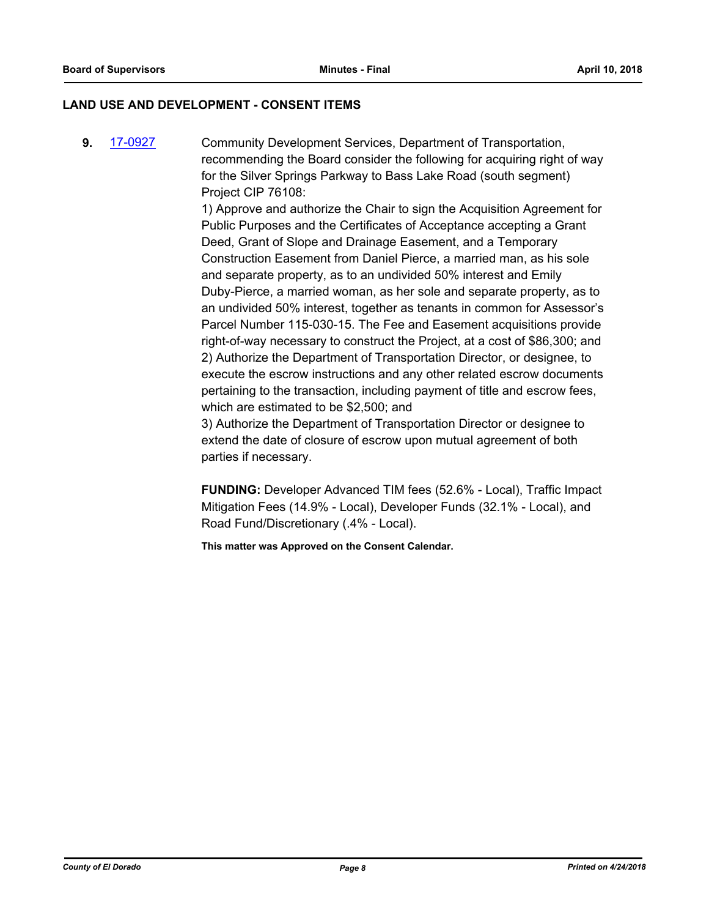## LAND USE AND DEVELOPMENT - CONSENT ITEMS

**9.** [17-0927] Community Development Services, Department of Transportation, recommending the Board consider the following for acquiring right of way for the Silver Springs Parkway to Bass Lake Road (south segment) Project CIP 76108:

1) Approve and authorize the Chair to sign the Acquisition Agreement for Public Purposes and the Certificates of Acceptance accepting a Grant Deed, Grant of Slope and Drainage Easement, and a Temporary Construction Easement from Daniel Pierce, a married man, as his sole and separate property, as to an undivided 50% interest and Emily Duby-Pierce, a married woman, as her sole and separate property, as to an undivided 50% interest, together as tenants in common for Assessor's Parcel Number 115-030-15. The Fee and Easement acquisitions provide right-of-way necessary to construct the Project, at a cost of $86,300; and

2) Authorize the Department of Transportation Director, or designee, to execute the escrow instructions and any other related escrow documents pertaining to the transaction, including payment of title and escrow fees, which are estimated to be $2,500; and

3) Authorize the Department of Transportation Director or designee to extend the date of closure of escrow upon mutual agreement of both parties if necessary.

**FUNDING:** Developer Advanced TIM fees (52.6% - Local), Traffic Impact Mitigation Fees (14.9% - Local), Developer Funds (32.1% - Local), and Road Fund/Discretionary (.4% - Local).

**This matter was Approved on the Consent Calendar.**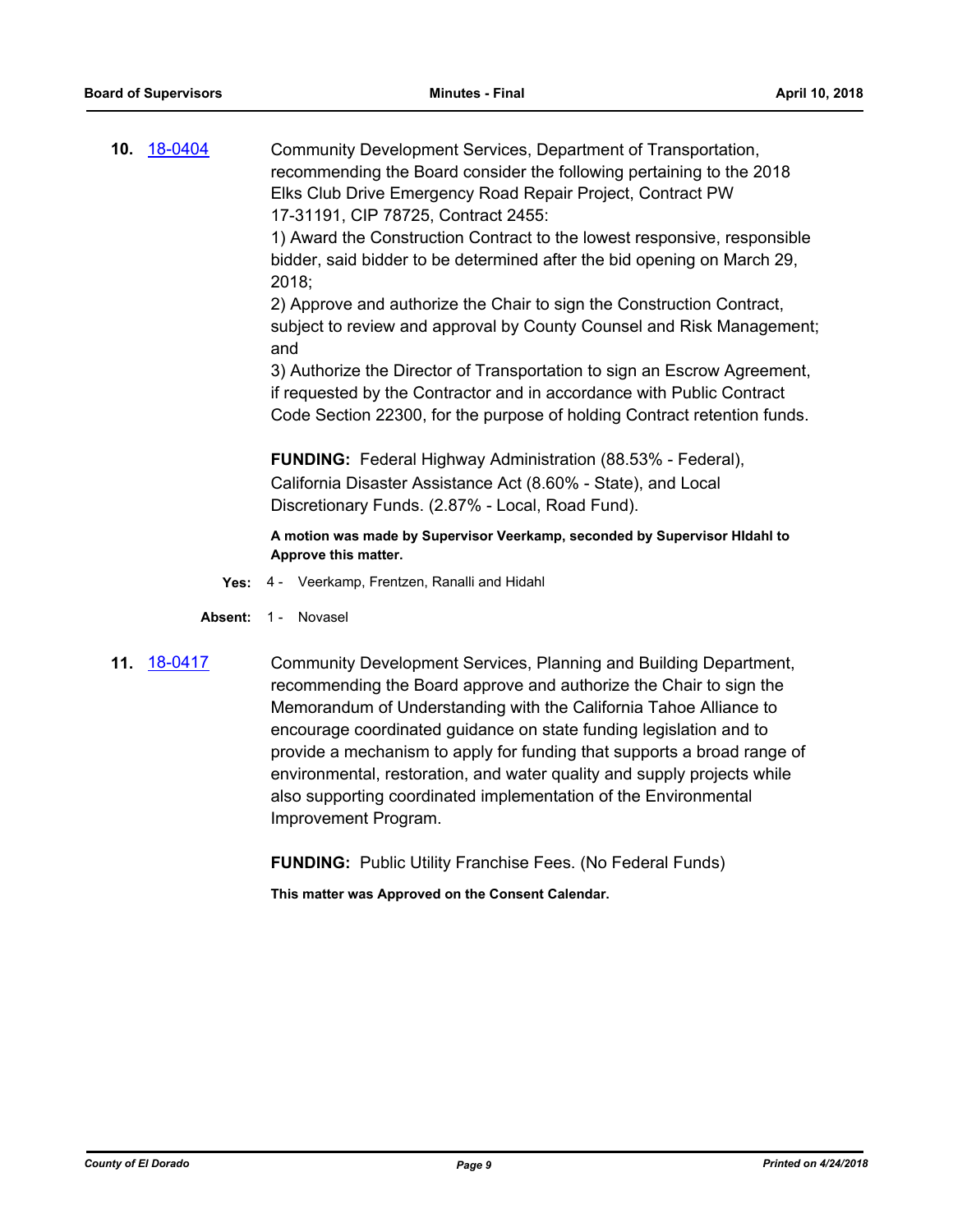**10.** [18-0404](18-0404)

Community Development Services, Department of Transportation, recommending the Board consider the following pertaining to the 2018 Elks Club Drive Emergency Road Repair Project, Contract PW 17-31191, CIP 78725, Contract 2455:

1) Award the Construction Contract to the lowest responsive, responsible bidder, said bidder to be determined after the bid opening on March 29, 2018;

2) Approve and authorize the Chair to sign the Construction Contract, subject to review and approval by County Counsel and Risk Management; and

3) Authorize the Director of Transportation to sign an Escrow Agreement, if requested by the Contractor and in accordance with Public Contract Code Section 22300, for the purpose of holding Contract retention funds.

**FUNDING:** Federal Highway Administration (88.53% - Federal), California Disaster Assistance Act (8.60% - State), and Local Discretionary Funds. (2.87% - Local, Road Fund).

**A motion was made by Supervisor Veerkamp, seconded by Supervisor HIdahl to Approve this matter.**

**Yes:** 4 - Veerkamp, Frentzen, Ranalli and Hidahl

**Absent:** 1 - Novasel

**11.** [18-0417](18-0417)

Community Development Services, Planning and Building Department, recommending the Board approve and authorize the Chair to sign the Memorandum of Understanding with the California Tahoe Alliance to encourage coordinated guidance on state funding legislation and to provide a mechanism to apply for funding that supports a broad range of environmental, restoration, and water quality and supply projects while also supporting coordinated implementation of the Environmental Improvement Program.

**FUNDING:** Public Utility Franchise Fees. (No Federal Funds)

**This matter was Approved on the Consent Calendar.**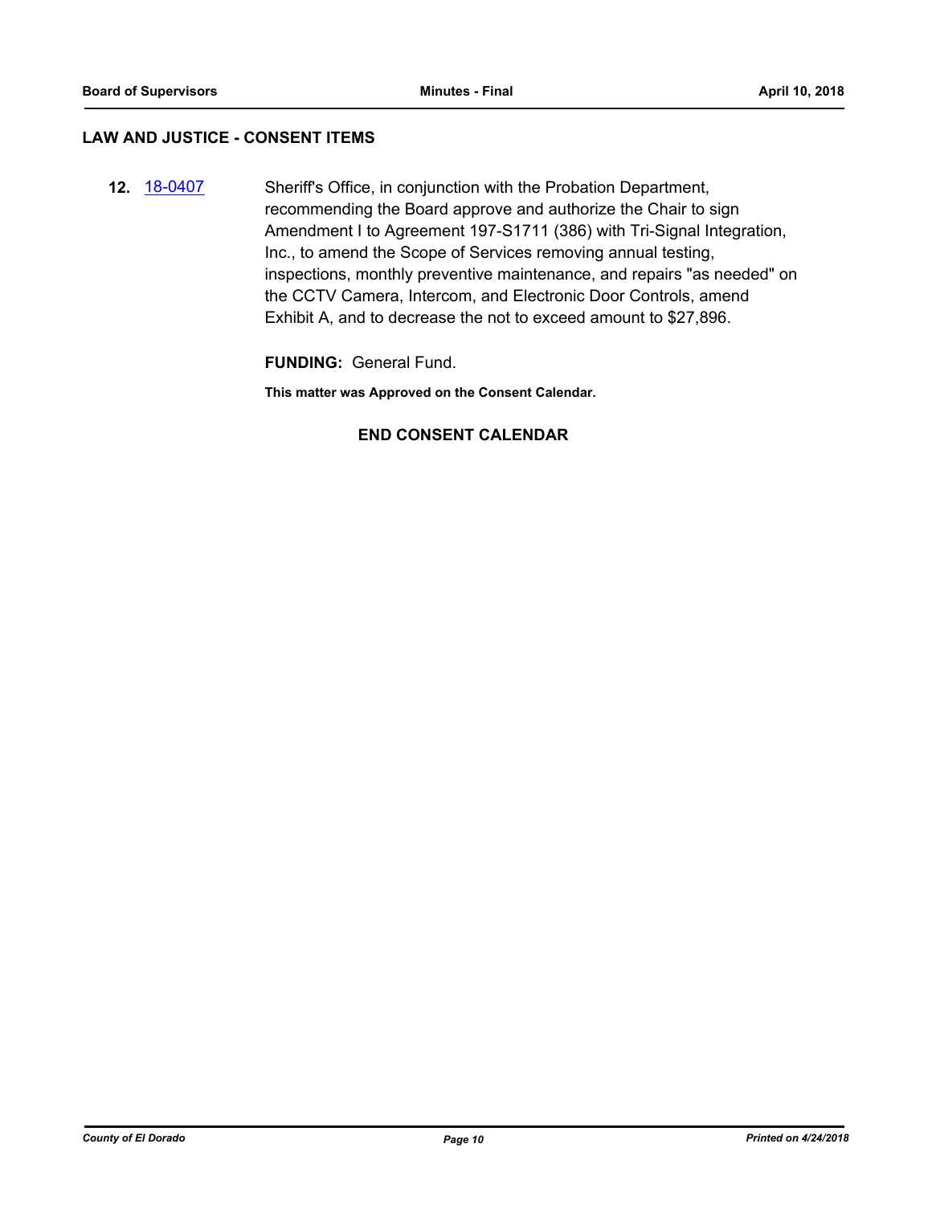## LAW AND JUSTICE - CONSENT ITEMS

**12.** 18-0407 Sheriff's Office, in conjunction with the Probation Department, recommending the Board approve and authorize the Chair to sign Amendment I to Agreement 197-S1711 (386) with Tri-Signal Integration, Inc., to amend the Scope of Services removing annual testing, inspections, monthly preventive maintenance, and repairs "as needed" on the CCTV Camera, Intercom, and Electronic Door Controls, amend Exhibit A, and to decrease the not to exceed amount to $27,896.

**FUNDING:** General Fund.

**This matter was Approved on the Consent Calendar.**

**END CONSENT CALENDAR**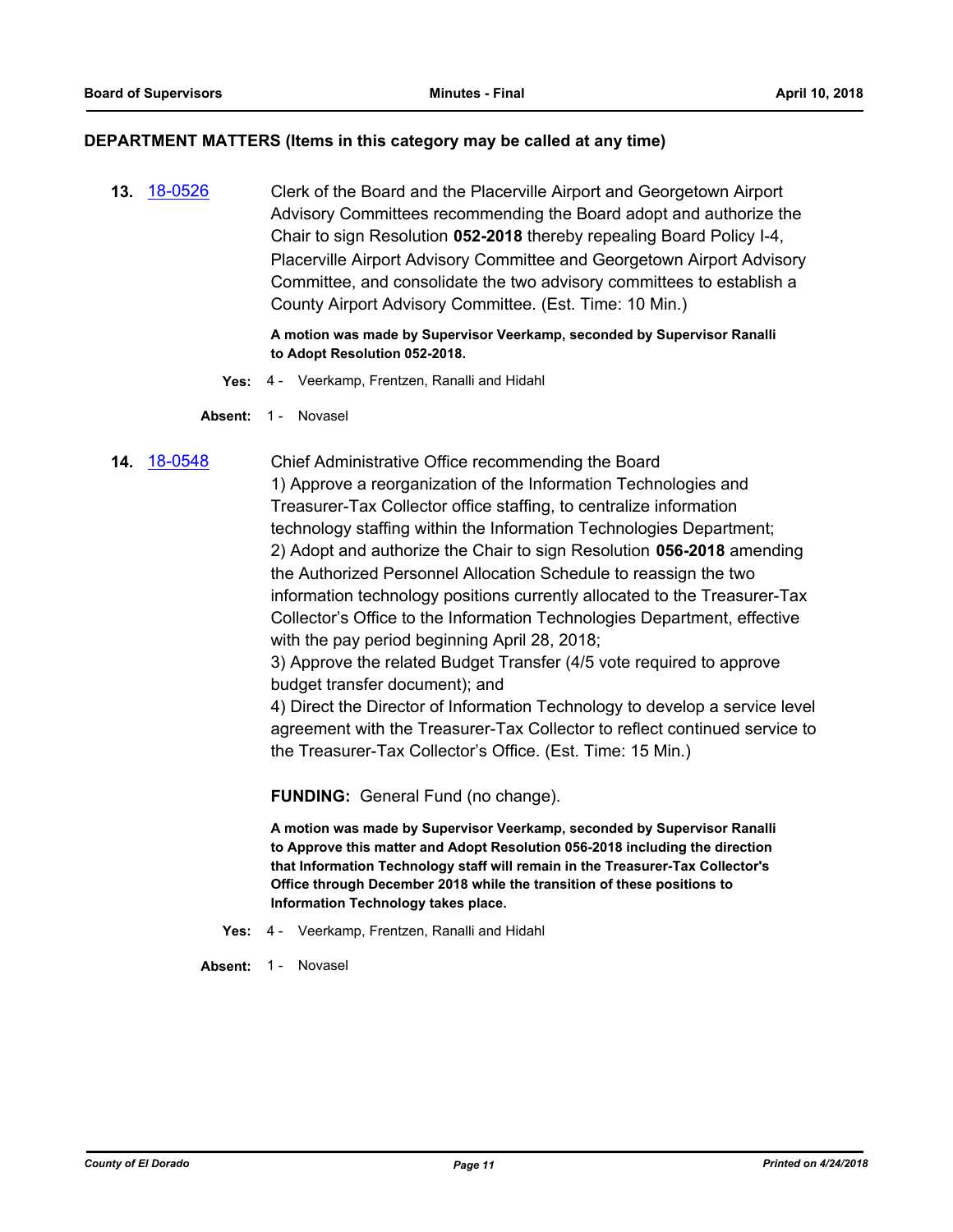## DEPARTMENT MATTERS (Items in this category may be called at any time)

**13.** [18-0526](18-0526) Clerk of the Board and the Placerville Airport and Georgetown Airport Advisory Committees recommending the Board adopt and authorize the Chair to sign Resolution **052-2018** thereby repealing Board Policy I-4, Placerville Airport Advisory Committee and Georgetown Airport Advisory Committee, and consolidate the two advisory committees to establish a County Airport Advisory Committee. (Est. Time: 10 Min.)

**A motion was made by Supervisor Veerkamp, seconded by Supervisor Ranalli to Adopt Resolution 052-2018.**

**Yes:** 4 - Veerkamp, Frentzen, Ranalli and Hidahl

**Absent:** 1 - Novasel

**14.** [18-0548](18-0548) Chief Administrative Office recommending the Board
1) Approve a reorganization of the Information Technologies and Treasurer-Tax Collector office staffing, to centralize information technology staffing within the Information Technologies Department;
2) Adopt and authorize the Chair to sign Resolution **056-2018** amending the Authorized Personnel Allocation Schedule to reassign the two information technology positions currently allocated to the Treasurer-Tax Collector's Office to the Information Technologies Department, effective with the pay period beginning April 28, 2018;
3) Approve the related Budget Transfer (4/5 vote required to approve budget transfer document); and
4) Direct the Director of Information Technology to develop a service level agreement with the Treasurer-Tax Collector to reflect continued service to the Treasurer-Tax Collector's Office. (Est. Time: 15 Min.)

**FUNDING:** General Fund (no change).

**A motion was made by Supervisor Veerkamp, seconded by Supervisor Ranalli to Approve this matter and Adopt Resolution 056-2018 including the direction that Information Technology staff will remain in the Treasurer-Tax Collector's Office through December 2018 while the transition of these positions to Information Technology takes place.**

**Yes:** 4 - Veerkamp, Frentzen, Ranalli and Hidahl

**Absent:** 1 - Novasel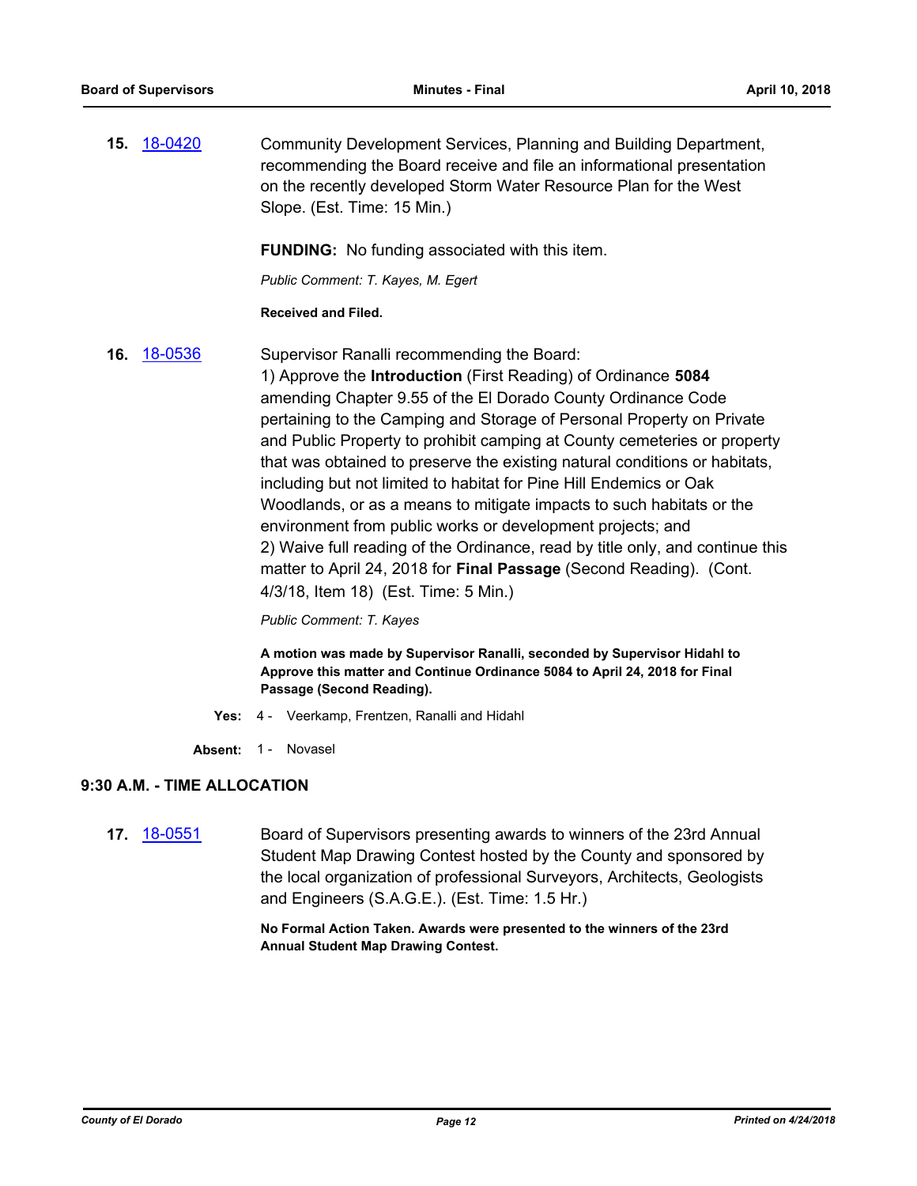**15.** 18-0420 Community Development Services, Planning and Building Department, recommending the Board receive and file an informational presentation on the recently developed Storm Water Resource Plan for the West Slope. (Est. Time: 15 Min.)

**FUNDING:** No funding associated with this item.

*Public Comment: T. Kayes, M. Egert*

**Received and Filed.**

**16.** 18-0536 Supervisor Ranalli recommending the Board:
1) Approve the **Introduction** (First Reading) of Ordinance **5084** amending Chapter 9.55 of the El Dorado County Ordinance Code pertaining to the Camping and Storage of Personal Property on Private and Public Property to prohibit camping at County cemeteries or property that was obtained to preserve the existing natural conditions or habitats, including but not limited to habitat for Pine Hill Endemics or Oak Woodlands, or as a means to mitigate impacts to such habitats or the environment from public works or development projects; and
2) Waive full reading of the Ordinance, read by title only, and continue this matter to April 24, 2018 for **Final Passage** (Second Reading). (Cont. 4/3/18, Item 18) (Est. Time: 5 Min.)

*Public Comment: T. Kayes*

**A motion was made by Supervisor Ranalli, seconded by Supervisor Hidahl to Approve this matter and Continue Ordinance 5084 to April 24, 2018 for Final Passage (Second Reading).**

**Yes:** 4 - Veerkamp, Frentzen, Ranalli and Hidahl

**Absent:** 1 - Novasel

## 9:30 A.M. - TIME ALLOCATION

**17.** 18-0551 Board of Supervisors presenting awards to winners of the 23rd Annual Student Map Drawing Contest hosted by the County and sponsored by the local organization of professional Surveyors, Architects, Geologists and Engineers (S.A.G.E.). (Est. Time: 1.5 Hr.)

**No Formal Action Taken. Awards were presented to the winners of the 23rd Annual Student Map Drawing Contest.**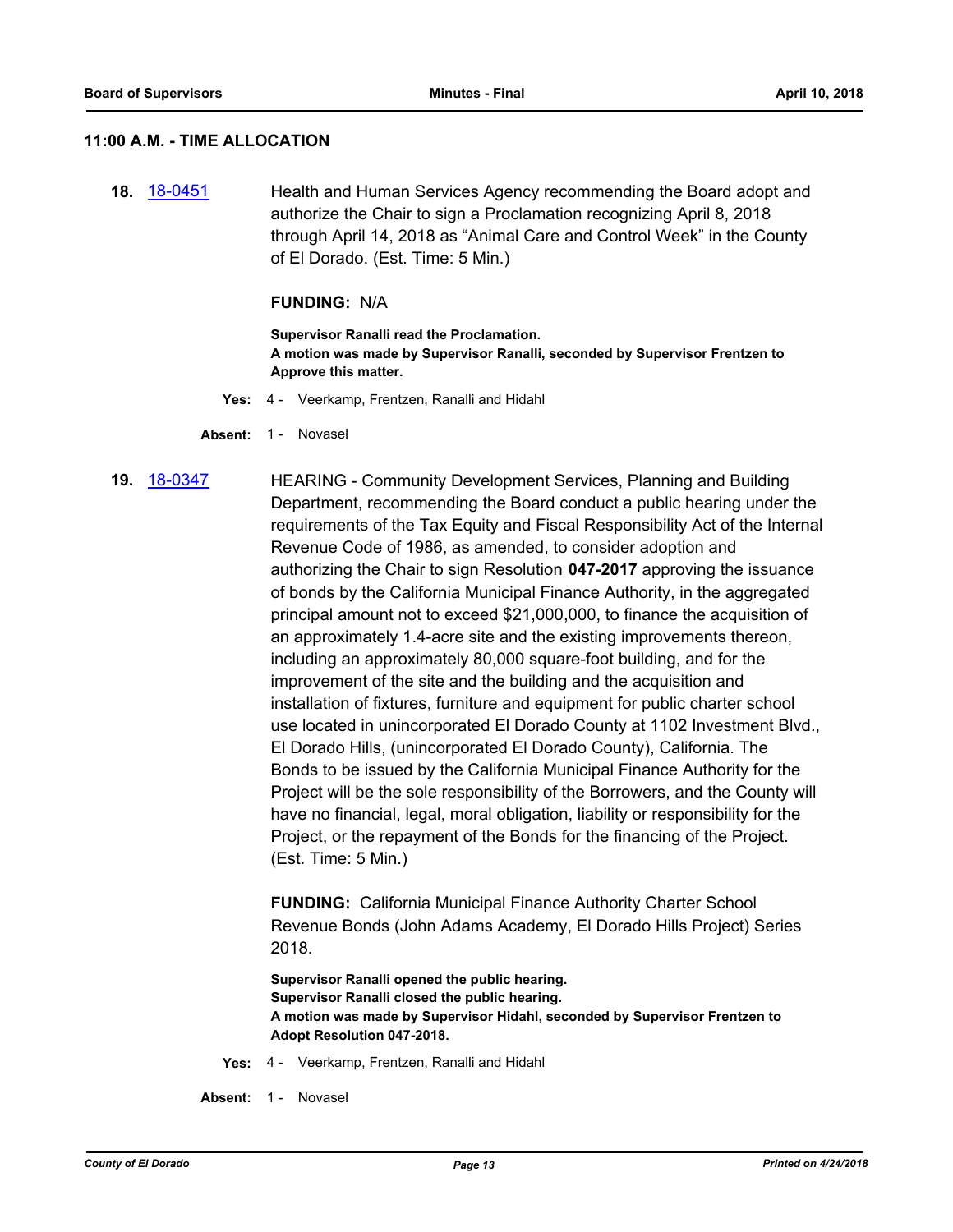### 11:00 A.M. - TIME ALLOCATION

**18.** [18-0451] Health and Human Services Agency recommending the Board adopt and authorize the Chair to sign a Proclamation recognizing April 8, 2018 through April 14, 2018 as "Animal Care and Control Week" in the County of El Dorado. (Est. Time: 5 Min.)

**FUNDING:** N/A

**Supervisor Ranalli read the Proclamation.**
**A motion was made by Supervisor Ranalli, seconded by Supervisor Frentzen to Approve this matter.**

**Yes:** 4 - Veerkamp, Frentzen, Ranalli and Hidahl

**Absent:** 1 - Novasel

**19.** [18-0347] HEARING - Community Development Services, Planning and Building Department, recommending the Board conduct a public hearing under the requirements of the Tax Equity and Fiscal Responsibility Act of the Internal Revenue Code of 1986, as amended, to consider adoption and authorizing the Chair to sign Resolution **047-2017** approving the issuance of bonds by the California Municipal Finance Authority, in the aggregated principal amount not to exceed $21,000,000, to finance the acquisition of an approximately 1.4-acre site and the existing improvements thereon, including an approximately 80,000 square-foot building, and for the improvement of the site and the building and the acquisition and installation of fixtures, furniture and equipment for public charter school use located in unincorporated El Dorado County at 1102 Investment Blvd., El Dorado Hills, (unincorporated El Dorado County), California. The Bonds to be issued by the California Municipal Finance Authority for the Project will be the sole responsibility of the Borrowers, and the County will have no financial, legal, moral obligation, liability or responsibility for the Project, or the repayment of the Bonds for the financing of the Project. (Est. Time: 5 Min.)

**FUNDING:** California Municipal Finance Authority Charter School Revenue Bonds (John Adams Academy, El Dorado Hills Project) Series 2018.

**Supervisor Ranalli opened the public hearing.**
**Supervisor Ranalli closed the public hearing.**
**A motion was made by Supervisor Hidahl, seconded by Supervisor Frentzen to Adopt Resolution 047-2018.**

**Yes:** 4 - Veerkamp, Frentzen, Ranalli and Hidahl

**Absent:** 1 - Novasel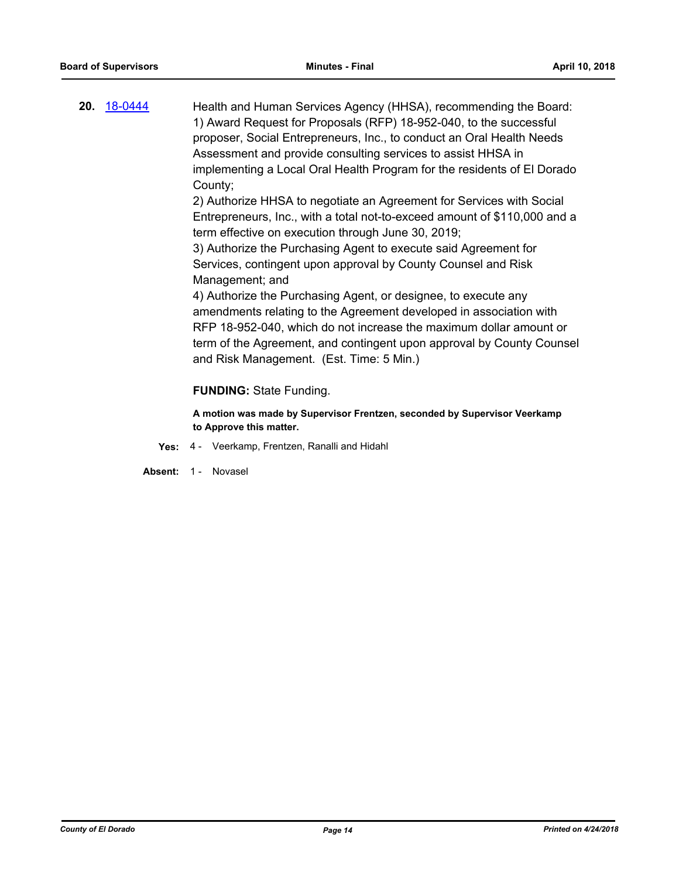**20.** [18-0444]

Health and Human Services Agency (HHSA), recommending the Board:
1) Award Request for Proposals (RFP) 18-952-040, to the successful proposer, Social Entrepreneurs, Inc., to conduct an Oral Health Needs Assessment and provide consulting services to assist HHSA in implementing a Local Oral Health Program for the residents of El Dorado County;
2) Authorize HHSA to negotiate an Agreement for Services with Social Entrepreneurs, Inc., with a total not-to-exceed amount of $110,000 and a term effective on execution through June 30, 2019;
3) Authorize the Purchasing Agent to execute said Agreement for Services, contingent upon approval by County Counsel and Risk Management; and
4) Authorize the Purchasing Agent, or designee, to execute any amendments relating to the Agreement developed in association with RFP 18-952-040, which do not increase the maximum dollar amount or term of the Agreement, and contingent upon approval by County Counsel and Risk Management. (Est. Time: 5 Min.)

**FUNDING:** State Funding.

**A motion was made by Supervisor Frentzen, seconded by Supervisor Veerkamp to Approve this matter.**

**Yes:** 4 - Veerkamp, Frentzen, Ranalli and Hidahl

**Absent:** 1 - Novasel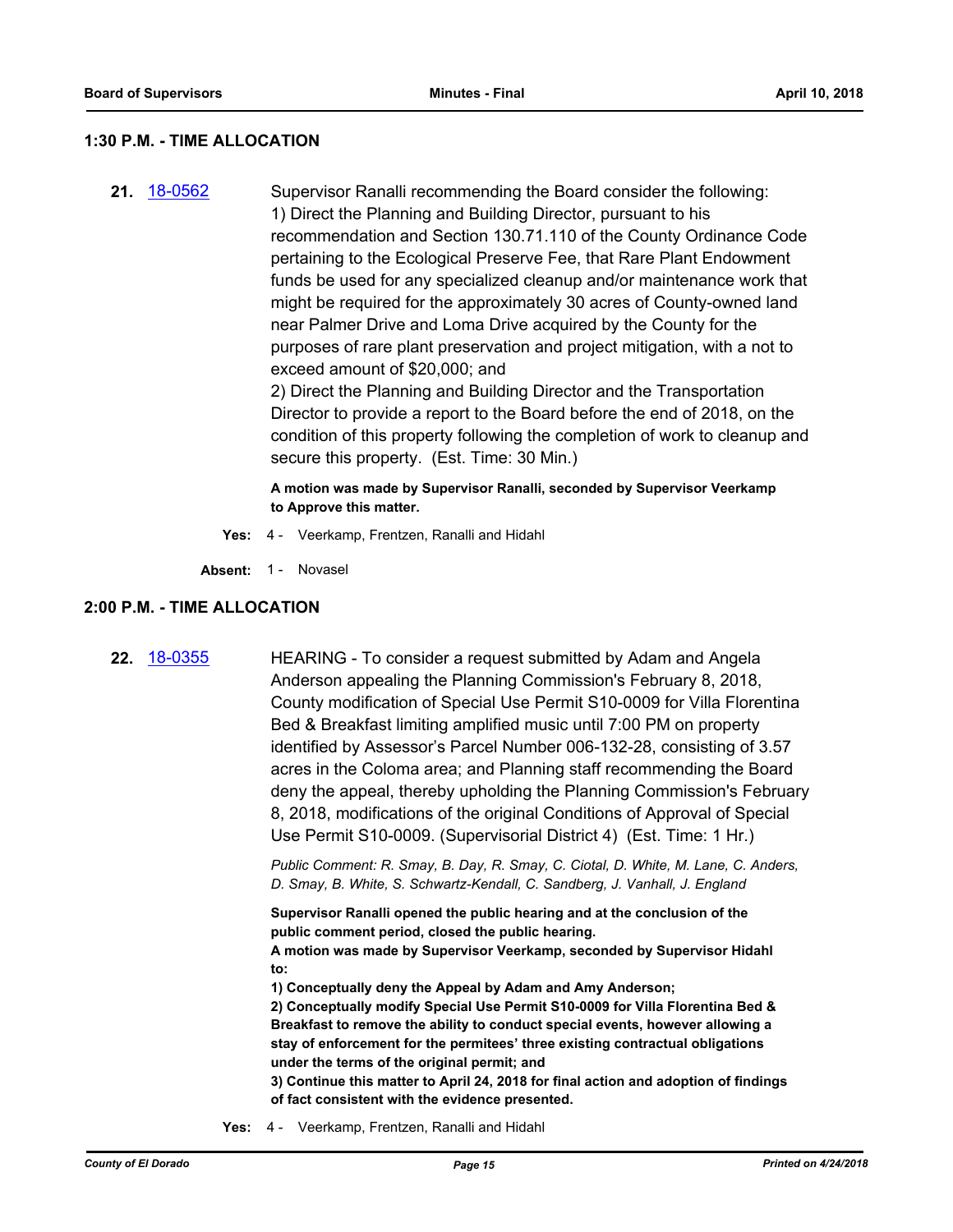## 1:30 P.M. - TIME ALLOCATION

**21.** 18-0562

Supervisor Ranalli recommending the Board consider the following:
1) Direct the Planning and Building Director, pursuant to his recommendation and Section 130.71.110 of the County Ordinance Code pertaining to the Ecological Preserve Fee, that Rare Plant Endowment funds be used for any specialized cleanup and/or maintenance work that might be required for the approximately 30 acres of County-owned land near Palmer Drive and Loma Drive acquired by the County for the purposes of rare plant preservation and project mitigation, with a not to exceed amount of $20,000; and
2) Direct the Planning and Building Director and the Transportation Director to provide a report to the Board before the end of 2018, on the condition of this property following the completion of work to cleanup and secure this property. (Est. Time: 30 Min.)

**A motion was made by Supervisor Ranalli, seconded by Supervisor Veerkamp to Approve this matter.**

**Yes:** 4 - Veerkamp, Frentzen, Ranalli and Hidahl

**Absent:** 1 - Novasel

## 2:00 P.M. - TIME ALLOCATION

**22.** 18-0355

HEARING - To consider a request submitted by Adam and Angela Anderson appealing the Planning Commission's February 8, 2018, County modification of Special Use Permit S10-0009 for Villa Florentina Bed & Breakfast limiting amplified music until 7:00 PM on property identified by Assessor's Parcel Number 006-132-28, consisting of 3.57 acres in the Coloma area; and Planning staff recommending the Board deny the appeal, thereby upholding the Planning Commission's February 8, 2018, modifications of the original Conditions of Approval of Special Use Permit S10-0009. (Supervisorial District 4) (Est. Time: 1 Hr.)

*Public Comment: R. Smay, B. Day, R. Smay, C. Ciotal, D. White, M. Lane, C. Anders, D. Smay, B. White, S. Schwartz-Kendall, C. Sandberg, J. Vanhall, J. England*

**Supervisor Ranalli opened the public hearing and at the conclusion of the public comment period, closed the public hearing.**
**A motion was made by Supervisor Veerkamp, seconded by Supervisor Hidahl to:**
**1) Conceptually deny the Appeal by Adam and Amy Anderson;**
**2) Conceptually modify Special Use Permit S10-0009 for Villa Florentina Bed & Breakfast to remove the ability to conduct special events, however allowing a stay of enforcement for the permitees' three existing contractual obligations under the terms of the original permit; and**
**3) Continue this matter to April 24, 2018 for final action and adoption of findings of fact consistent with the evidence presented.**

**Yes:** 4 - Veerkamp, Frentzen, Ranalli and Hidahl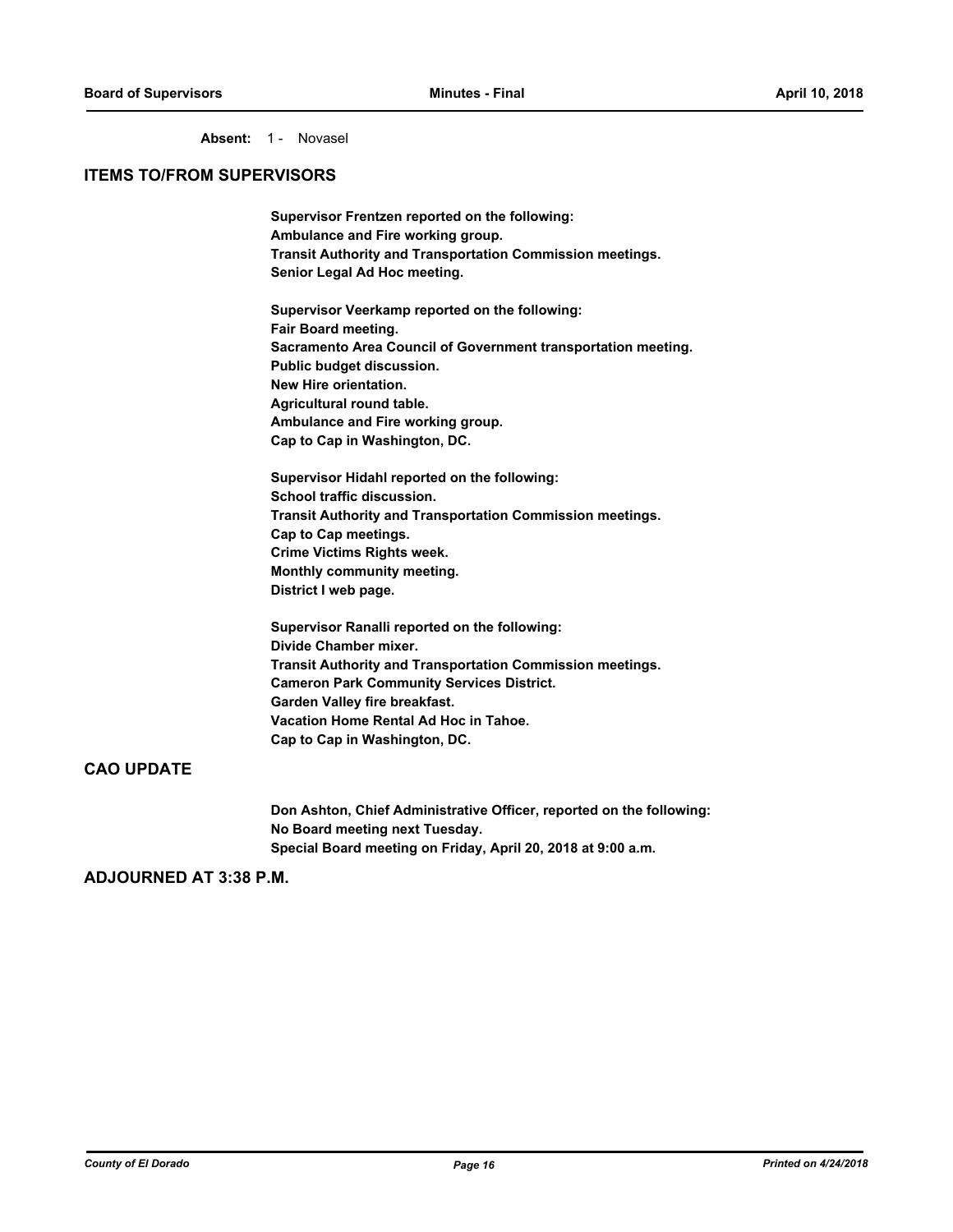**Absent:** 1 - Novasel

## ITEMS TO/FROM SUPERVISORS

**Supervisor Frentzen reported on the following:**
**Ambulance and Fire working group.**
**Transit Authority and Transportation Commission meetings.**
**Senior Legal Ad Hoc meeting.**

**Supervisor Veerkamp reported on the following:**
**Fair Board meeting.**
**Sacramento Area Council of Government transportation meeting.**
**Public budget discussion.**
**New Hire orientation.**
**Agricultural round table.**
**Ambulance and Fire working group.**
**Cap to Cap in Washington, DC.**

**Supervisor Hidahl reported on the following:**
**School traffic discussion.**
**Transit Authority and Transportation Commission meetings.**
**Cap to Cap meetings.**
**Crime Victims Rights week.**
**Monthly community meeting.**
**District I web page.**

**Supervisor Ranalli reported on the following:**
**Divide Chamber mixer.**
**Transit Authority and Transportation Commission meetings.**
**Cameron Park Community Services District.**
**Garden Valley fire breakfast.**
**Vacation Home Rental Ad Hoc in Tahoe.**
**Cap to Cap in Washington, DC.**

## CAO UPDATE

**Don Ashton, Chief Administrative Officer, reported on the following:**
**No Board meeting next Tuesday.**
**Special Board meeting on Friday, April 20, 2018 at 9:00 a.m.**

## ADJOURNED AT 3:38 P.M.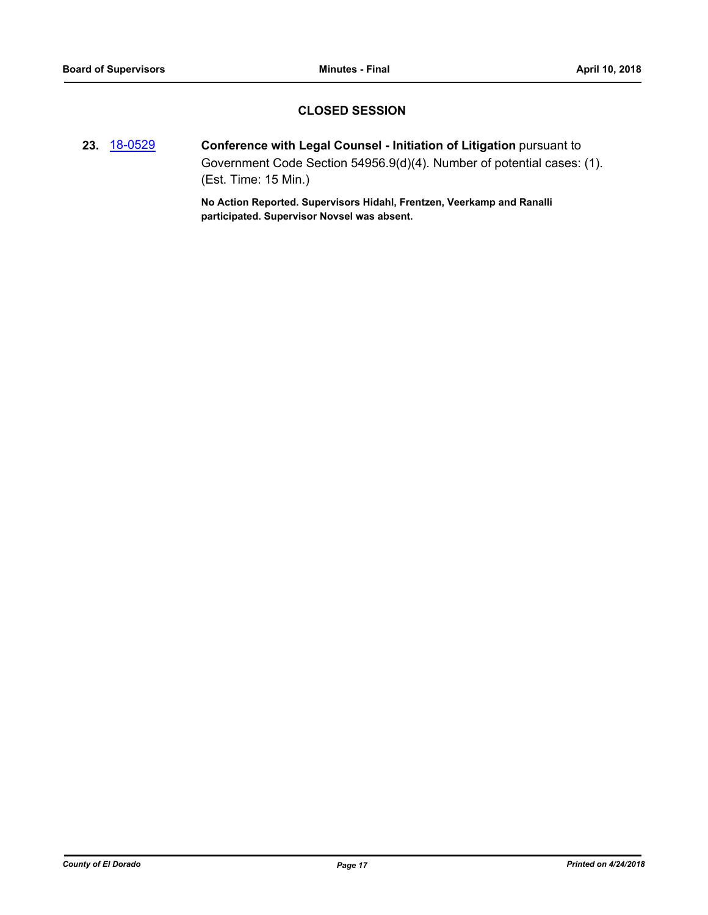## CLOSED SESSION

**23.** [18-0529](18-0529) **Conference with Legal Counsel - Initiation of Litigation** pursuant to Government Code Section 54956.9(d)(4). Number of potential cases: (1). (Est. Time: 15 Min.)

**No Action Reported. Supervisors Hidahl, Frentzen, Veerkamp and Ranalli participated. Supervisor Novsel was absent.**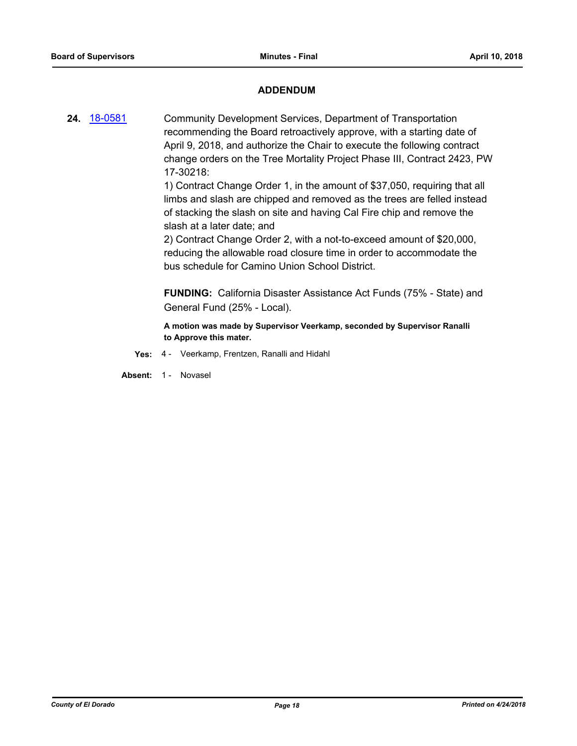## ADDENDUM

**24.** 18-0581 Community Development Services, Department of Transportation recommending the Board retroactively approve, with a starting date of April 9, 2018, and authorize the Chair to execute the following contract change orders on the Tree Mortality Project Phase III, Contract 2423, PW 17-30218:

1) Contract Change Order 1, in the amount of $37,050, requiring that all limbs and slash are chipped and removed as the trees are felled instead of stacking the slash on site and having Cal Fire chip and remove the slash at a later date; and

2) Contract Change Order 2, with a not-to-exceed amount of $20,000, reducing the allowable road closure time in order to accommodate the bus schedule for Camino Union School District.

**FUNDING:** California Disaster Assistance Act Funds (75% - State) and General Fund (25% - Local).

**A motion was made by Supervisor Veerkamp, seconded by Supervisor Ranalli to Approve this mater.**

**Yes:** 4 - Veerkamp, Frentzen, Ranalli and Hidahl

**Absent:** 1 - Novasel